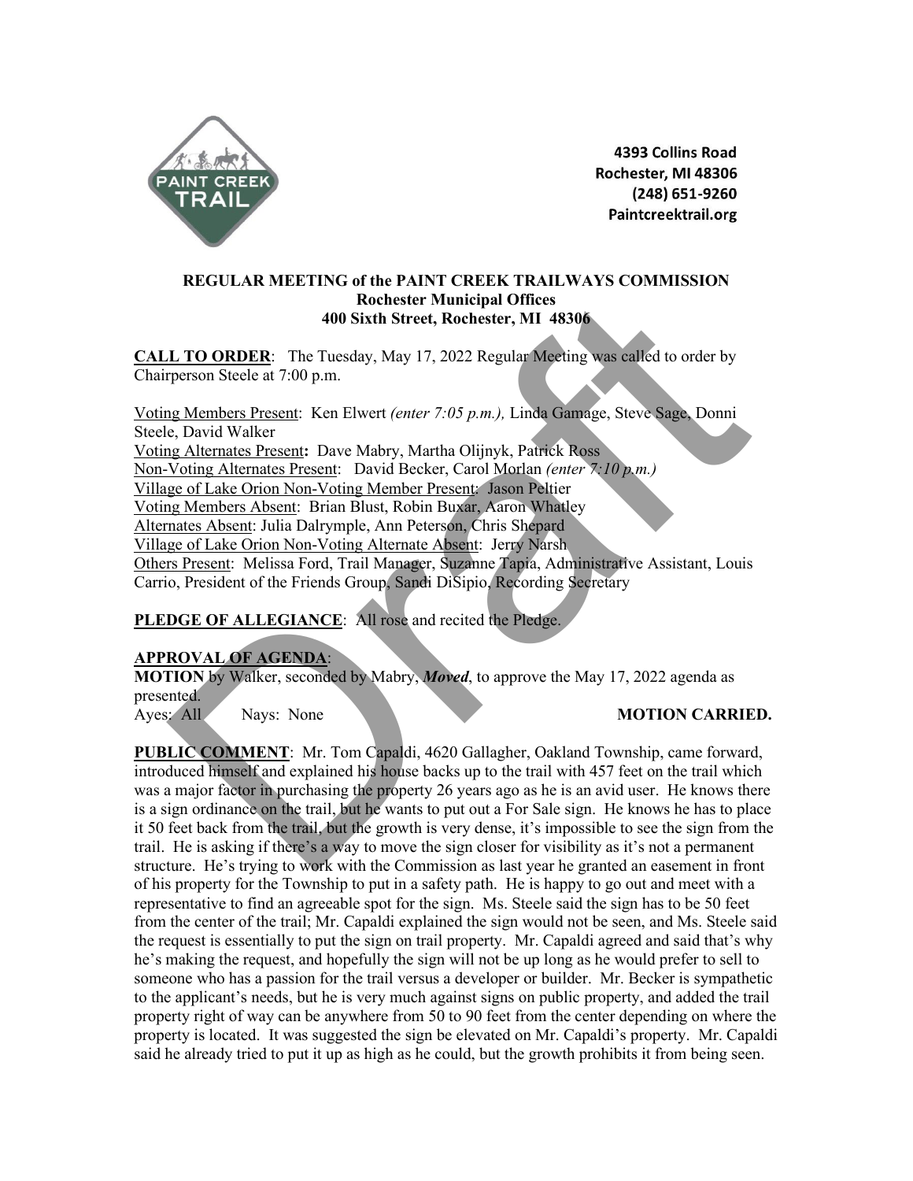4393 Collins Road
Rochester, MI 48306
(248) 651-9260
Paintcreektrail.org

**REGULAR MEETING of the PAINT CREEK TRAILWAYS COMMISSION**
**Rochester Municipal Offices**
**400 Sixth Street, Rochester, MI 48306**

**CALL TO ORDER**: The Tuesday, May 17, 2022 Regular Meeting was called to order by Chairperson Steele at 7:00 p.m.

Voting Members Present: Ken Elwert *(enter 7:05 p.m.),* Linda Gamage, Steve Sage, Donni Steele, David Walker
Voting Alternates Present**:** Dave Mabry, Martha Olijnyk, Patrick Ross
Non-Voting Alternates Present: David Becker, Carol Morlan *(enter 7:10 p.m.)*
Village of Lake Orion Non-Voting Member Present: Jason Peltier
Voting Members Absent: Brian Blust, Robin Buxar, Aaron Whatley
Alternates Absent: Julia Dalrymple, Ann Peterson, Chris Shepard
Village of Lake Orion Non-Voting Alternate Absent: Jerry Narsh
Others Present: Melissa Ford, Trail Manager, Suzanne Tapia, Administrative Assistant, Louis Carrio, President of the Friends Group, Sandi DiSipio, Recording Secretary

**PLEDGE OF ALLEGIANCE**: All rose and recited the Pledge.

**APPROVAL OF AGENDA**:
**MOTION** by Walker, seconded by Mabry, ***Moved***, to approve the May 17, 2022 agenda as presented.
Ayes: All Nays: None **MOTION CARRIED.**

**PUBLIC COMMENT**: Mr. Tom Capaldi, 4620 Gallagher, Oakland Township, came forward, introduced himself and explained his house backs up to the trail with 457 feet on the trail which was a major factor in purchasing the property 26 years ago as he is an avid user. He knows there is a sign ordinance on the trail, but he wants to put out a For Sale sign. He knows he has to place it 50 feet back from the trail, but the growth is very dense, it's impossible to see the sign from the trail. He is asking if there's a way to move the sign closer for visibility as it's not a permanent structure. He's trying to work with the Commission as last year he granted an easement in front of his property for the Township to put in a safety path. He is happy to go out and meet with a representative to find an agreeable spot for the sign. Ms. Steele said the sign has to be 50 feet from the center of the trail; Mr. Capaldi explained the sign would not be seen, and Ms. Steele said the request is essentially to put the sign on trail property. Mr. Capaldi agreed and said that's why he's making the request, and hopefully the sign will not be up long as he would prefer to sell to someone who has a passion for the trail versus a developer or builder. Mr. Becker is sympathetic to the applicant's needs, but he is very much against signs on public property, and added the trail property right of way can be anywhere from 50 to 90 feet from the center depending on where the property is located. It was suggested the sign be elevated on Mr. Capaldi's property. Mr. Capaldi said he already tried to put it up as high as he could, but the growth prohibits it from being seen.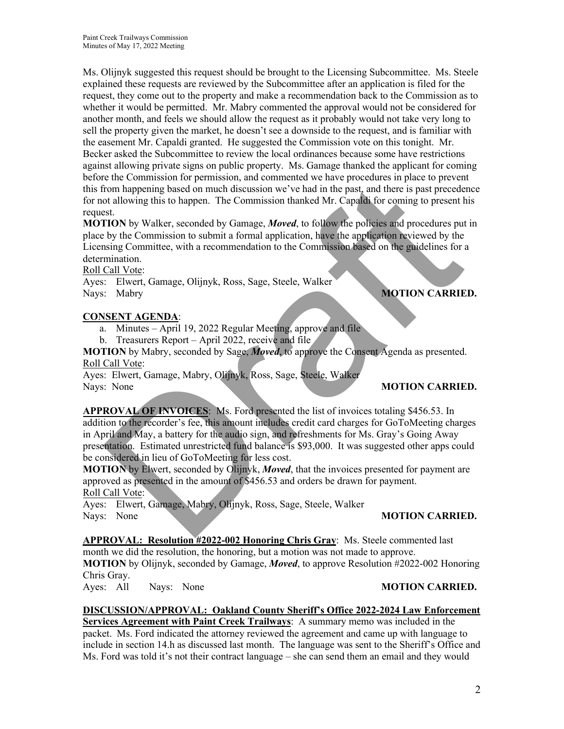Ms. Olijnyk suggested this request should be brought to the Licensing Subcommittee. Ms. Steele explained these requests are reviewed by the Subcommittee after an application is filed for the request, they come out to the property and make a recommendation back to the Commission as to whether it would be permitted. Mr. Mabry commented the approval would not be considered for another month, and feels we should allow the request as it probably would not take very long to sell the property given the market, he doesn't see a downside to the request, and is familiar with the easement Mr. Capaldi granted. He suggested the Commission vote on this tonight. Mr. Becker asked the Subcommittee to review the local ordinances because some have restrictions against allowing private signs on public property. Ms. Gamage thanked the applicant for coming before the Commission for permission, and commented we have procedures in place to prevent this from happening based on much discussion we've had in the past, and there is past precedence for not allowing this to happen. The Commission thanked Mr. Capaldi for coming to present his request.

**MOTION** by Walker, seconded by Gamage, ***Moved***, to follow the policies and procedures put in place by the Commission to submit a formal application, have the application reviewed by the Licensing Committee, with a recommendation to the Commission based on the guidelines for a determination.

Roll Call Vote:

Ayes: Elwert, Gamage, Olijnyk, Ross, Sage, Steele, Walker

Nays: Mabry **MOTION CARRIED.**

**CONSENT AGENDA**:

a. Minutes – April 19, 2022 Regular Meeting, approve and file
b. Treasurers Report – April 2022, receive and file

**MOTION** by Mabry, seconded by Sage, ***Moved***, to approve the Consent Agenda as presented.

Roll Call Vote:

Ayes: Elwert, Gamage, Mabry, Olijnyk, Ross, Sage, Steele, Walker

Nays: None **MOTION CARRIED.**

**APPROVAL OF INVOICES**: Ms. Ford presented the list of invoices totaling $456.53. In addition to the recorder's fee, this amount includes credit card charges for GoToMeeting charges in April and May, a battery for the audio sign, and refreshments for Ms. Gray's Going Away presentation. Estimated unrestricted fund balance is $93,000. It was suggested other apps could be considered in lieu of GoToMeeting for less cost.

**MOTION** by Elwert, seconded by Olijnyk, ***Moved***, that the invoices presented for payment are approved as presented in the amount of $456.53 and orders be drawn for payment.

Roll Call Vote:

Ayes: Elwert, Gamage, Mabry, Olijnyk, Ross, Sage, Steele, Walker

Nays: None **MOTION CARRIED.**

**APPROVAL: Resolution #2022-002 Honoring Chris Gray**: Ms. Steele commented last month we did the resolution, the honoring, but a motion was not made to approve.

**MOTION** by Olijnyk, seconded by Gamage, ***Moved***, to approve Resolution #2022-002 Honoring Chris Gray.

Ayes: All Nays: None **MOTION CARRIED.**

**DISCUSSION/APPROVAL: Oakland County Sheriff's Office 2022-2024 Law Enforcement Services Agreement with Paint Creek Trailways**: A summary memo was included in the packet. Ms. Ford indicated the attorney reviewed the agreement and came up with language to include in section 14.h as discussed last month. The language was sent to the Sheriff's Office and Ms. Ford was told it's not their contract language – she can send them an email and they would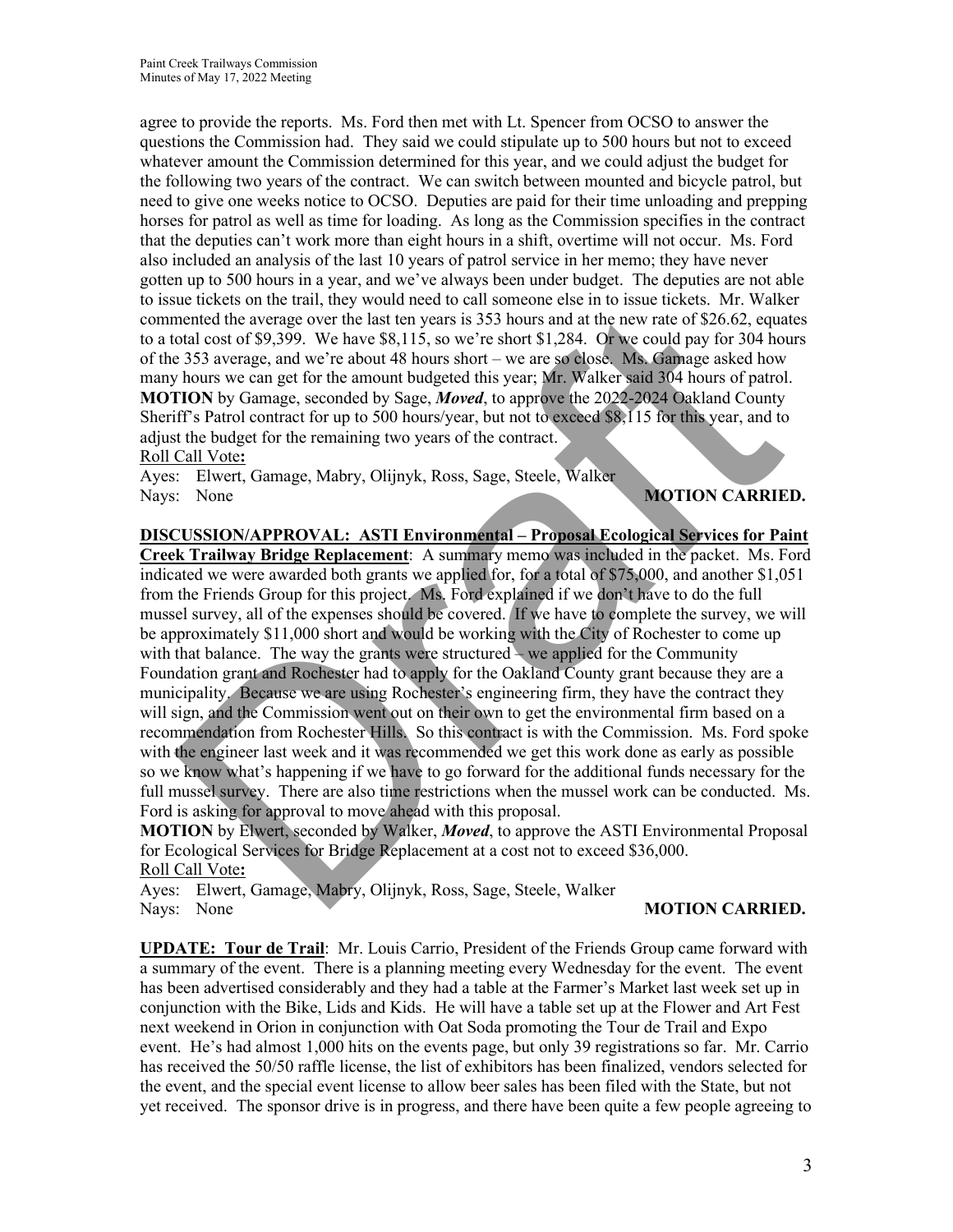agree to provide the reports. Ms. Ford then met with Lt. Spencer from OCSO to answer the questions the Commission had. They said we could stipulate up to 500 hours but not to exceed whatever amount the Commission determined for this year, and we could adjust the budget for the following two years of the contract. We can switch between mounted and bicycle patrol, but need to give one weeks notice to OCSO. Deputies are paid for their time unloading and prepping horses for patrol as well as time for loading. As long as the Commission specifies in the contract that the deputies can't work more than eight hours in a shift, overtime will not occur. Ms. Ford also included an analysis of the last 10 years of patrol service in her memo; they have never gotten up to 500 hours in a year, and we've always been under budget. The deputies are not able to issue tickets on the trail, they would need to call someone else in to issue tickets. Mr. Walker commented the average over the last ten years is 353 hours and at the new rate of $26.62, equates to a total cost of $9,399. We have $8,115, so we're short $1,284. Or we could pay for 304 hours of the 353 average, and we're about 48 hours short – we are so close. Ms. Gamage asked how many hours we can get for the amount budgeted this year; Mr. Walker said 304 hours of patrol.

**MOTION** by Gamage, seconded by Sage, ***Moved***, to approve the 2022-2024 Oakland County Sheriff's Patrol contract for up to 500 hours/year, but not to exceed $8,115 for this year, and to adjust the budget for the remaining two years of the contract.

Roll Call Vote**:**

Ayes: Elwert, Gamage, Mabry, Olijnyk, Ross, Sage, Steele, Walker
Nays: None **MOTION CARRIED.**

**DISCUSSION/APPROVAL: ASTI Environmental – Proposal Ecological Services for Paint Creek Trailway Bridge Replacement**: A summary memo was included in the packet. Ms. Ford indicated we were awarded both grants we applied for, for a total of $75,000, and another $1,051 from the Friends Group for this project. Ms. Ford explained if we don't have to do the full mussel survey, all of the expenses should be covered. If we have to complete the survey, we will be approximately $11,000 short and would be working with the City of Rochester to come up with that balance. The way the grants were structured – we applied for the Community Foundation grant and Rochester had to apply for the Oakland County grant because they are a municipality. Because we are using Rochester's engineering firm, they have the contract they will sign, and the Commission went out on their own to get the environmental firm based on a recommendation from Rochester Hills. So this contract is with the Commission. Ms. Ford spoke with the engineer last week and it was recommended we get this work done as early as possible so we know what's happening if we have to go forward for the additional funds necessary for the full mussel survey. There are also time restrictions when the mussel work can be conducted. Ms. Ford is asking for approval to move ahead with this proposal.

**MOTION** by Elwert, seconded by Walker, ***Moved***, to approve the ASTI Environmental Proposal for Ecological Services for Bridge Replacement at a cost not to exceed $36,000.

Roll Call Vote**:**

Ayes: Elwert, Gamage, Mabry, Olijnyk, Ross, Sage, Steele, Walker
Nays: None **MOTION CARRIED.**

**UPDATE: Tour de Trail**: Mr. Louis Carrio, President of the Friends Group came forward with a summary of the event. There is a planning meeting every Wednesday for the event. The event has been advertised considerably and they had a table at the Farmer's Market last week set up in conjunction with the Bike, Lids and Kids. He will have a table set up at the Flower and Art Fest next weekend in Orion in conjunction with Oat Soda promoting the Tour de Trail and Expo event. He's had almost 1,000 hits on the events page, but only 39 registrations so far. Mr. Carrio has received the 50/50 raffle license, the list of exhibitors has been finalized, vendors selected for the event, and the special event license to allow beer sales has been filed with the State, but not yet received. The sponsor drive is in progress, and there have been quite a few people agreeing to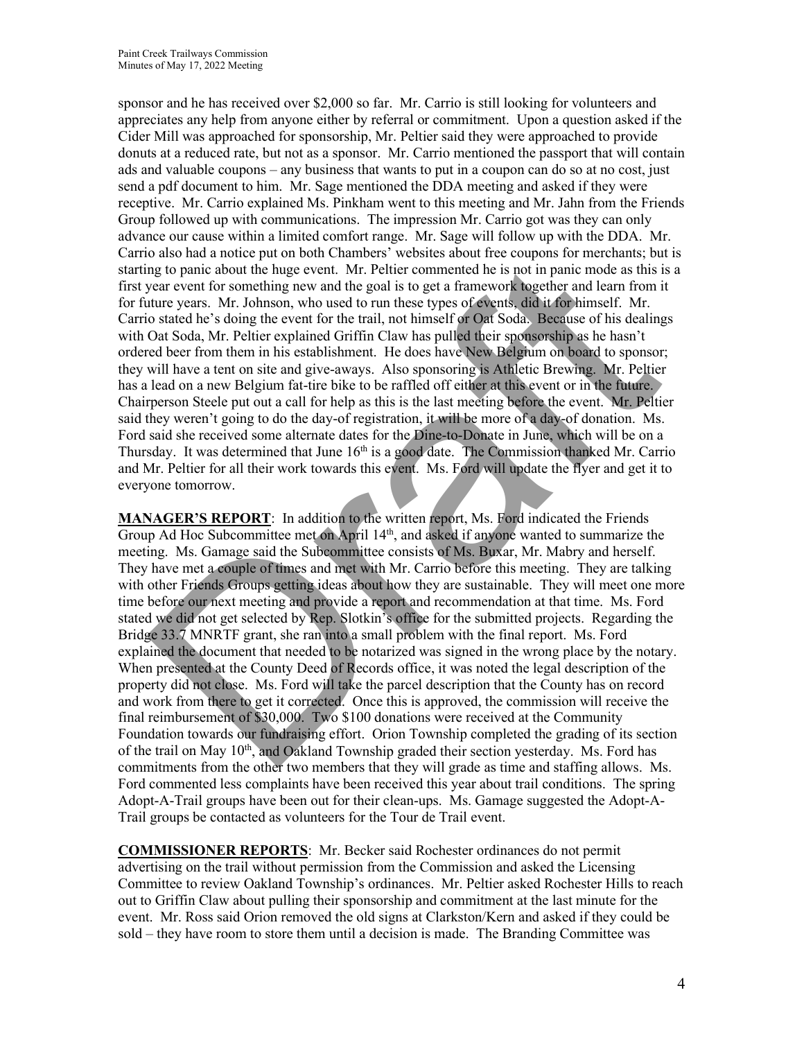sponsor and he has received over $2,000 so far. Mr. Carrio is still looking for volunteers and appreciates any help from anyone either by referral or commitment. Upon a question asked if the Cider Mill was approached for sponsorship, Mr. Peltier said they were approached to provide donuts at a reduced rate, but not as a sponsor. Mr. Carrio mentioned the passport that will contain ads and valuable coupons – any business that wants to put in a coupon can do so at no cost, just send a pdf document to him. Mr. Sage mentioned the DDA meeting and asked if they were receptive. Mr. Carrio explained Ms. Pinkham went to this meeting and Mr. Jahn from the Friends Group followed up with communications. The impression Mr. Carrio got was they can only advance our cause within a limited comfort range. Mr. Sage will follow up with the DDA. Mr. Carrio also had a notice put on both Chambers' websites about free coupons for merchants; but is starting to panic about the huge event. Mr. Peltier commented he is not in panic mode as this is a first year event for something new and the goal is to get a framework together and learn from it for future years. Mr. Johnson, who used to run these types of events, did it for himself. Mr. Carrio stated he's doing the event for the trail, not himself or Oat Soda. Because of his dealings with Oat Soda, Mr. Peltier explained Griffin Claw has pulled their sponsorship as he hasn't ordered beer from them in his establishment. He does have New Belgium on board to sponsor; they will have a tent on site and give-aways. Also sponsoring is Athletic Brewing. Mr. Peltier has a lead on a new Belgium fat-tire bike to be raffled off either at this event or in the future. Chairperson Steele put out a call for help as this is the last meeting before the event. Mr. Peltier said they weren't going to do the day-of registration, it will be more of a day-of donation. Ms. Ford said she received some alternate dates for the Dine-to-Donate in June, which will be on a Thursday. It was determined that June 16th is a good date. The Commission thanked Mr. Carrio and Mr. Peltier for all their work towards this event. Ms. Ford will update the flyer and get it to everyone tomorrow.

**MANAGER'S REPORT**: In addition to the written report, Ms. Ford indicated the Friends Group Ad Hoc Subcommittee met on April 14th, and asked if anyone wanted to summarize the meeting. Ms. Gamage said the Subcommittee consists of Ms. Buxar, Mr. Mabry and herself. They have met a couple of times and met with Mr. Carrio before this meeting. They are talking with other Friends Groups getting ideas about how they are sustainable. They will meet one more time before our next meeting and provide a report and recommendation at that time. Ms. Ford stated we did not get selected by Rep. Slotkin's office for the submitted projects. Regarding the Bridge 33.7 MNRTF grant, she ran into a small problem with the final report. Ms. Ford explained the document that needed to be notarized was signed in the wrong place by the notary. When presented at the County Deed of Records office, it was noted the legal description of the property did not close. Ms. Ford will take the parcel description that the County has on record and work from there to get it corrected. Once this is approved, the commission will receive the final reimbursement of $30,000. Two $100 donations were received at the Community Foundation towards our fundraising effort. Orion Township completed the grading of its section of the trail on May 10th, and Oakland Township graded their section yesterday. Ms. Ford has commitments from the other two members that they will grade as time and staffing allows. Ms. Ford commented less complaints have been received this year about trail conditions. The spring Adopt-A-Trail groups have been out for their clean-ups. Ms. Gamage suggested the Adopt-A-Trail groups be contacted as volunteers for the Tour de Trail event.

**COMMISSIONER REPORTS**: Mr. Becker said Rochester ordinances do not permit advertising on the trail without permission from the Commission and asked the Licensing Committee to review Oakland Township's ordinances. Mr. Peltier asked Rochester Hills to reach out to Griffin Claw about pulling their sponsorship and commitment at the last minute for the event. Mr. Ross said Orion removed the old signs at Clarkston/Kern and asked if they could be sold – they have room to store them until a decision is made. The Branding Committee was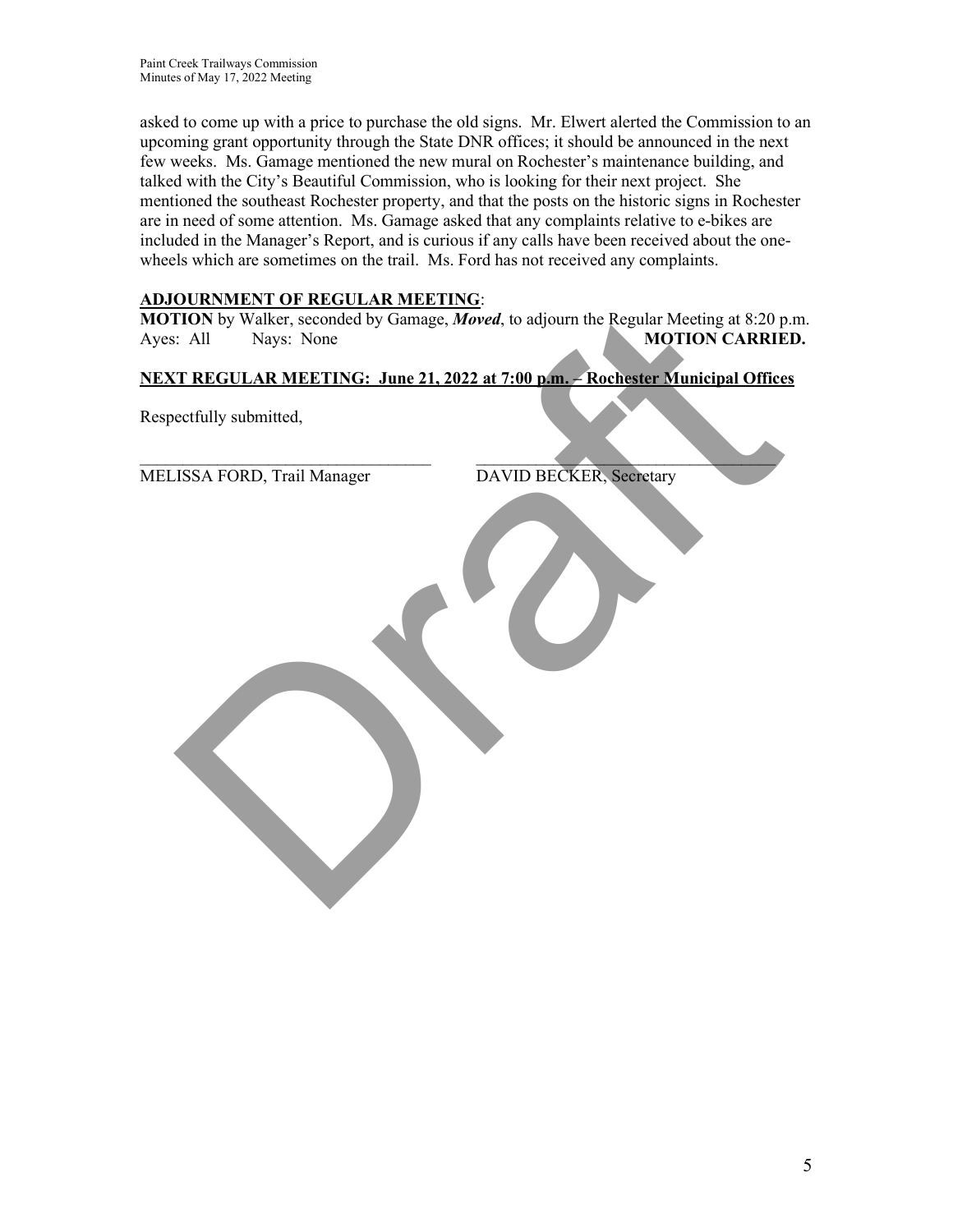asked to come up with a price to purchase the old signs. Mr. Elwert alerted the Commission to an upcoming grant opportunity through the State DNR offices; it should be announced in the next few weeks. Ms. Gamage mentioned the new mural on Rochester's maintenance building, and talked with the City's Beautiful Commission, who is looking for their next project. She mentioned the southeast Rochester property, and that the posts on the historic signs in Rochester are in need of some attention. Ms. Gamage asked that any complaints relative to e-bikes are included in the Manager's Report, and is curious if any calls have been received about the one-wheels which are sometimes on the trail. Ms. Ford has not received any complaints.

**ADJOURNMENT OF REGULAR MEETING**:

**MOTION** by Walker, seconded by Gamage, ***Moved***, to adjourn the Regular Meeting at 8:20 p.m.
Ayes: All Nays: None **MOTION CARRIED.**

**NEXT REGULAR MEETING: June 21, 2022 at 7:00 p.m. – Rochester Municipal Offices**

Respectfully submitted,

\_\_\_\_\_\_\_\_\_\_\_\_\_\_\_\_\_\_\_\_\_\_\_\_\_\_\_\_\_\_\_\_\_\_\_\_ \_\_\_\_\_\_\_\_\_\_\_\_\_\_\_\_\_\_\_\_\_\_\_\_\_\_\_\_\_\_\_\_\_\_\_\_

MELISSA FORD, Trail Manager DAVID BECKER, Secretary

Draft